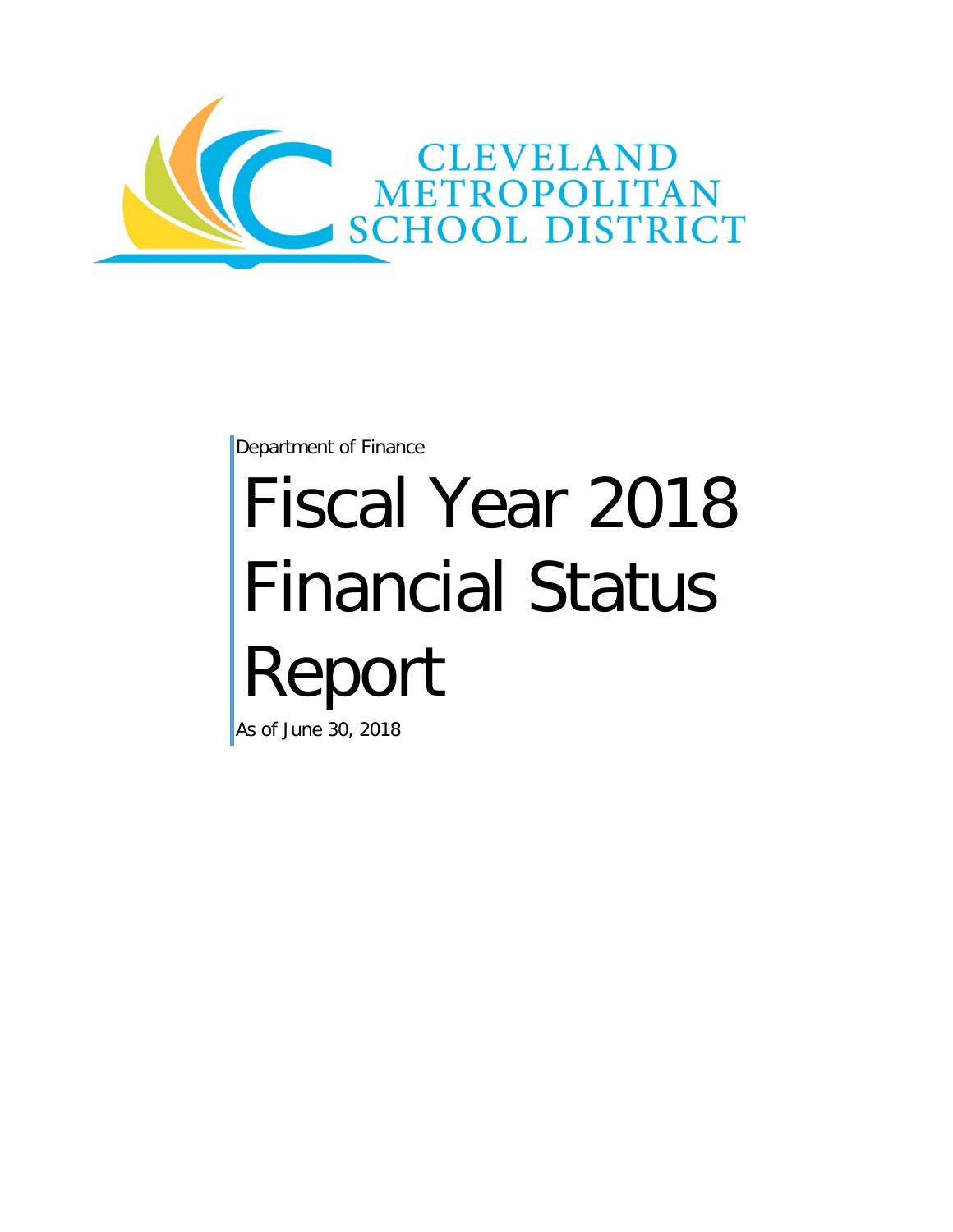CLEVELAND METROPOLITAN SCHOOL DISTRICT

Department of Finance

# Fiscal Year 2018 Financial Status Report

As of June 30, 2018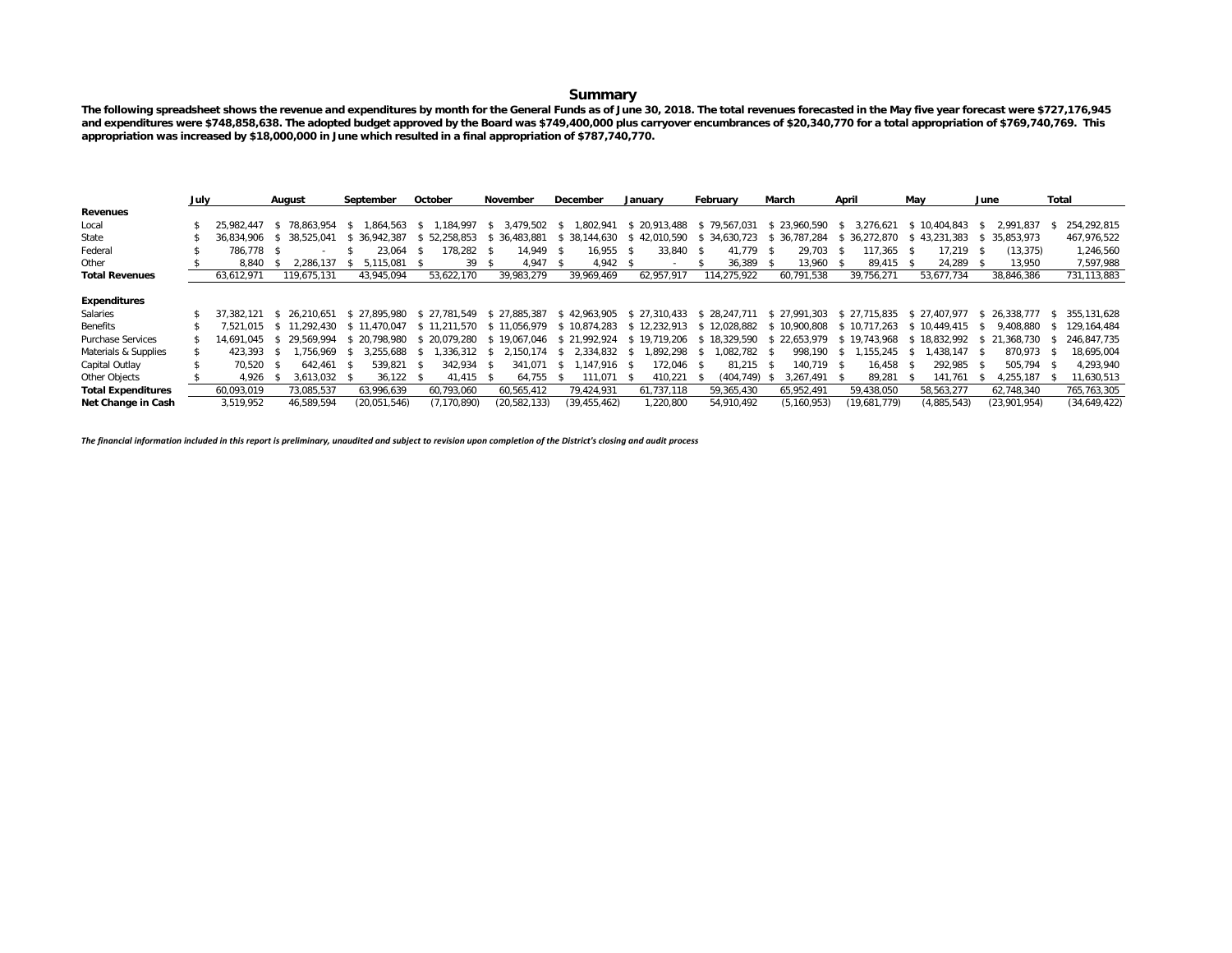## Summary

**The following spreadsheet shows the revenue and expenditures by month for the General Funds as of June 30, 2018. The total revenues forecasted in the May five year forecast were $727,176,945 and expenditures were $748,858,638. The adopted budget approved by the Board was $749,400,000 plus carryover encumbrances of $20,340,770 for a total appropriation of $769,740,769. This appropriation was increased by $18,000,000 in June which resulted in a final appropriation of $787,740,770.**

| | July | August | September | October | November | December | January | February | March | April | May | June | Total |
|---|---|---|---|---|---|---|---|---|---|---|---|---|---|
| **Revenues** | | | | | | | | | | | | | |
| Local | $ 25,982,447 | $ 78,863,954 | $ 1,864,563 | $ 1,184,997 | $ 3,479,502 | $ 1,802,941 | $ 20,913,488 | $ 79,567,031 | $ 23,960,590 | $ 3,276,621 | $ 10,404,843 | $ 2,991,837 | $ 254,292,815 |
| State | $ 36,834,906 | $ 38,525,041 | $ 36,942,387 | $ 52,258,853 | $ 36,483,881 | $ 38,144,630 | $ 42,010,590 | $ 34,630,723 | $ 36,787,284 | $ 36,272,870 | $ 43,231,383 | $ 35,853,973 | 467,976,522 |
| Federal | $ 786,778 | $ - | $ 23,064 | $ 178,282 | $ 14,949 | $ 16,955 | $ 33,840 | $ 41,779 | $ 29,703 | $ 117,365 | $ 17,219 | $ (13,375) | 1,246,560 |
| Other | $ 8,840 | $ 2,286,137 | $ 5,115,081 | $ 39 | $ 4,947 | $ 4,942 | $ - | $ 36,389 | $ 13,960 | $ 89,415 | $ 24,289 | $ 13,950 | 7,597,988 |
| **Total Revenues** | 63,612,971 | 119,675,131 | 43,945,094 | 53,622,170 | 39,983,279 | 39,969,469 | 62,957,917 | 114,275,922 | 60,791,538 | 39,756,271 | 53,677,734 | 38,846,386 | 731,113,883 |
| **Expenditures** | | | | | | | | | | | | | |
| Salaries | $ 37,382,121 | $ 26,210,651 | $ 27,895,980 | $ 27,781,549 | $ 27,885,387 | $ 42,963,905 | $ 27,310,433 | $ 28,247,711 | $ 27,991,303 | $ 27,715,835 | $ 27,407,977 | $ 26,338,777 | $ 355,131,628 |
| Benefits | $ 7,521,015 | $ 11,292,430 | $ 11,470,047 | $ 11,211,570 | $ 11,056,979 | $ 10,874,283 | $ 12,232,913 | $ 12,028,882 | $ 10,900,808 | $ 10,717,263 | $ 10,449,415 | $ 9,408,880 | $ 129,164,484 |
| Purchase Services | $ 14,691,045 | $ 29,569,994 | $ 20,798,980 | $ 20,079,280 | $ 19,067,046 | $ 21,992,924 | $ 19,719,206 | $ 18,329,590 | $ 22,653,979 | $ 19,743,968 | $ 18,832,992 | $ 21,368,730 | $ 246,847,735 |
| Materials & Supplies | $ 423,393 | $ 1,756,969 | $ 3,255,688 | $ 1,336,312 | $ 2,150,174 | $ 2,334,832 | $ 1,892,298 | $ 1,082,782 | $ 998,190 | $ 1,155,245 | $ 1,438,147 | $ 870,973 | $ 18,695,004 |
| Capital Outlay | $ 70,520 | $ 642,461 | $ 539,821 | $ 342,934 | $ 341,071 | $ 1,147,916 | $ 172,046 | $ 81,215 | $ 140,719 | $ 16,458 | $ 292,985 | $ 505,794 | $ 4,293,940 |
| Other Objects | $ 4,926 | $ 3,613,032 | $ 36,122 | $ 41,415 | $ 64,755 | $ 111,071 | $ 410,221 | $ (404,749) | $ 3,267,491 | $ 89,281 | $ 141,761 | $ 4,255,187 | $ 11,630,513 |
| **Total Expenditures** | 60,093,019 | 73,085,537 | 63,996,639 | 60,793,060 | 60,565,412 | 79,424,931 | 61,737,118 | 59,365,430 | 65,952,491 | 59,438,050 | 58,563,277 | 62,748,340 | 765,763,305 |
| **Net Change in Cash** | 3,519,952 | 46,589,594 | (20,051,546) | (7,170,890) | (20,582,133) | (39,455,462) | 1,220,800 | 54,910,492 | (5,160,953) | (19,681,779) | (4,885,543) | (23,901,954) | (34,649,422) |

*The financial information included in this report is preliminary, unaudited and subject to revision upon completion of the District's closing and audit process*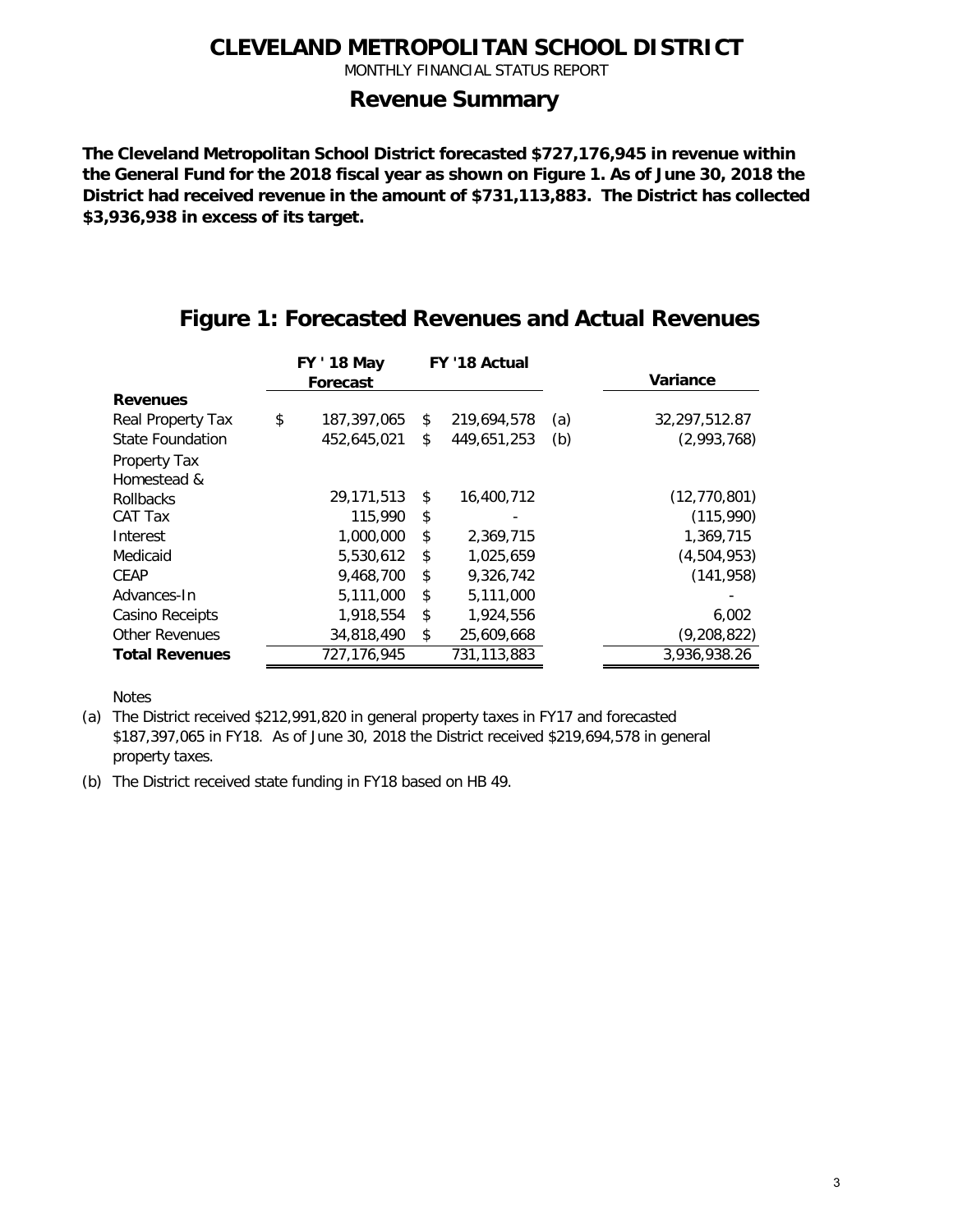# CLEVELAND METROPOLITAN SCHOOL DISTRICT

MONTHLY FINANCIAL STATUS REPORT

## Revenue Summary

**The Cleveland Metropolitan School District forecasted $727,176,945 in revenue within the General Fund for the 2018 fiscal year as shown on Figure 1. As of June 30, 2018 the District had received revenue in the amount of $731,113,883. The District has collected $3,936,938 in excess of its target.**

## Figure 1: Forecasted Revenues and Actual Revenues

| | FY ' 18 May Forecast | FY '18 Actual | | Variance |
|---|---|---|---|---|
| **Revenues** | | | | |
| Real Property Tax | $ 187,397,065 | $ 219,694,578 | (a) | 32,297,512.87 |
| State Foundation | 452,645,021 | $ 449,651,253 | (b) | (2,993,768) |
| Property Tax Homestead & Rollbacks | 29,171,513 | $ 16,400,712 | | (12,770,801) |
| CAT Tax | 115,990 | $ - | | (115,990) |
| Interest | 1,000,000 | $ 2,369,715 | | 1,369,715 |
| Medicaid | 5,530,612 | $ 1,025,659 | | (4,504,953) |
| CEAP | 9,468,700 | $ 9,326,742 | | (141,958) |
| Advances-In | 5,111,000 | $ 5,111,000 | | - |
| Casino Receipts | 1,918,554 | $ 1,924,556 | | 6,002 |
| Other Revenues | 34,818,490 | $ 25,609,668 | | (9,208,822) |
| **Total Revenues** | 727,176,945 | 731,113,883 | | 3,936,938.26 |

Notes

(a) The District received $212,991,820 in general property taxes in FY17 and forecasted $187,397,065 in FY18. As of June 30, 2018 the District received $219,694,578 in general property taxes.

(b) The District received state funding in FY18 based on HB 49.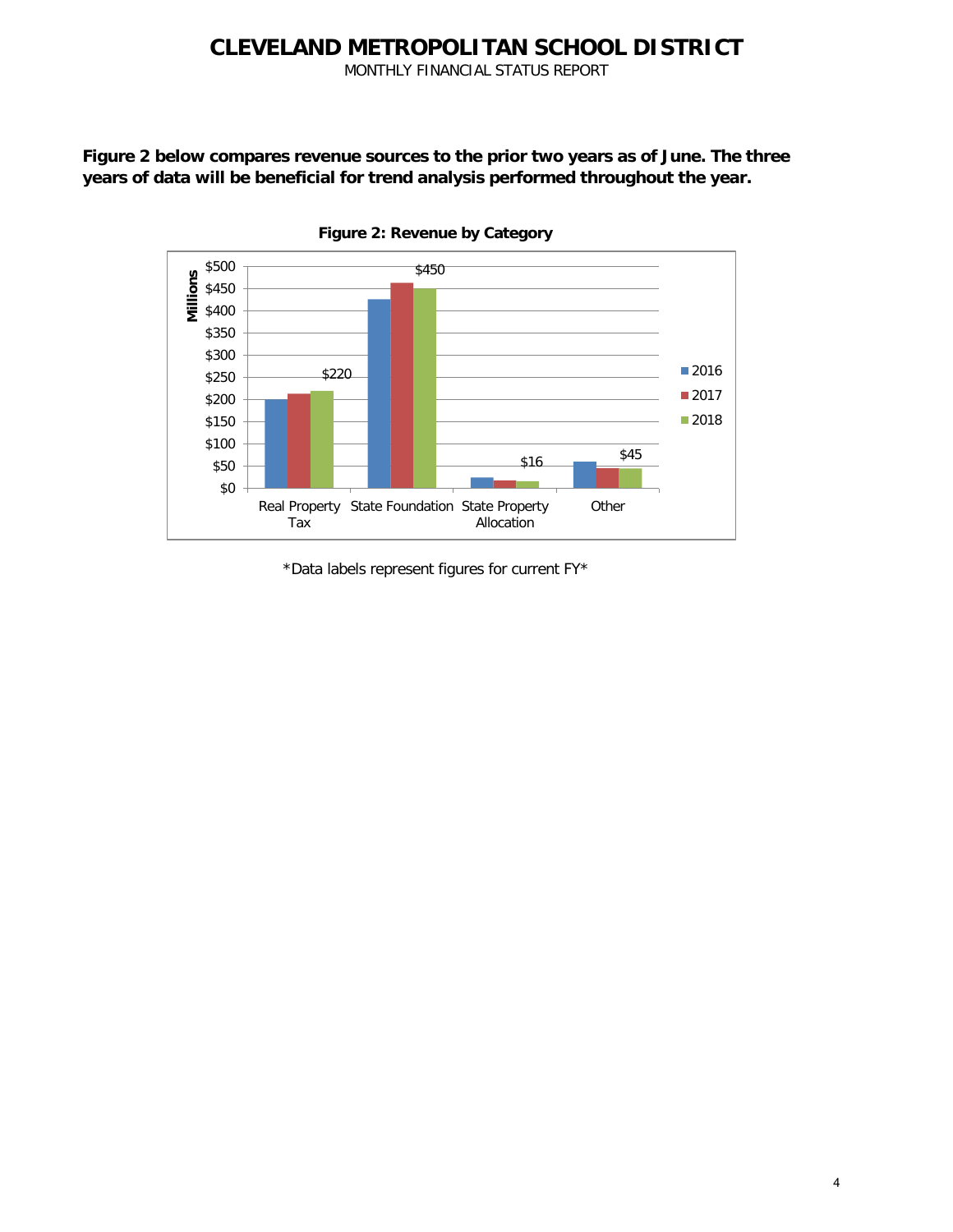# CLEVELAND METROPOLITAN SCHOOL DISTRICT

MONTHLY FINANCIAL STATUS REPORT

**Figure 2 below compares revenue sources to the prior two years as of June. The three years of data will be beneficial for trend analysis performed throughout the year.**

**Figure 2: Revenue by Category**

*Data labels represent figures for current FY*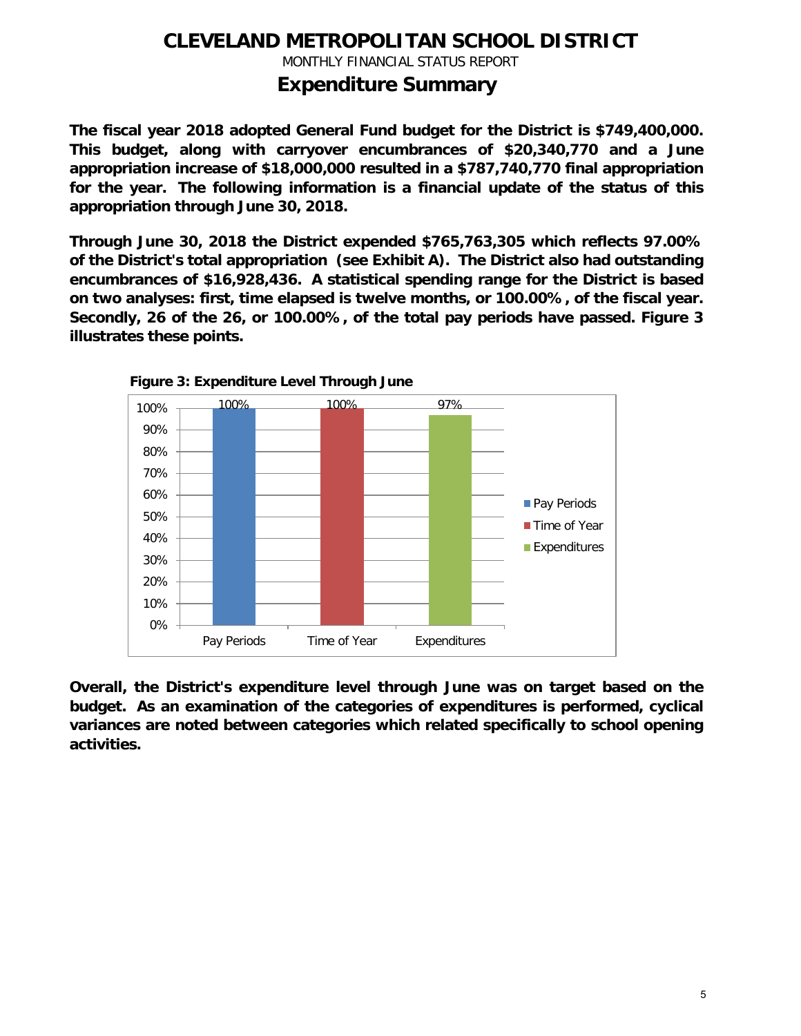# CLEVELAND METROPOLITAN SCHOOL DISTRICT

MONTHLY FINANCIAL STATUS REPORT

## Expenditure Summary

**The fiscal year 2018 adopted General Fund budget for the District is $749,400,000. This budget, along with carryover encumbrances of $20,340,770 and a June appropriation increase of $18,000,000 resulted in a $787,740,770 final appropriation for the year. The following information is a financial update of the status of this appropriation through June 30, 2018.**

**Through June 30, 2018 the District expended $765,763,305 which reflects 97.00% of the District's total appropriation (see Exhibit A). The District also had outstanding encumbrances of $16,928,436. A statistical spending range for the District is based on two analyses: first, time elapsed is twelve months, or 100.00%, of the fiscal year. Secondly, 26 of the 26, or 100.00%, of the total pay periods have passed. Figure 3 illustrates these points.**

**Figure 3: Expenditure Level Through June**

| | Pay Periods | Time of Year | Expenditures |
|---|---|---|---|
| Percent | 100% | 100% | 97% |

**Overall, the District's expenditure level through June was on target based on the budget. As an examination of the categories of expenditures is performed, cyclical variances are noted between categories which related specifically to school opening activities.**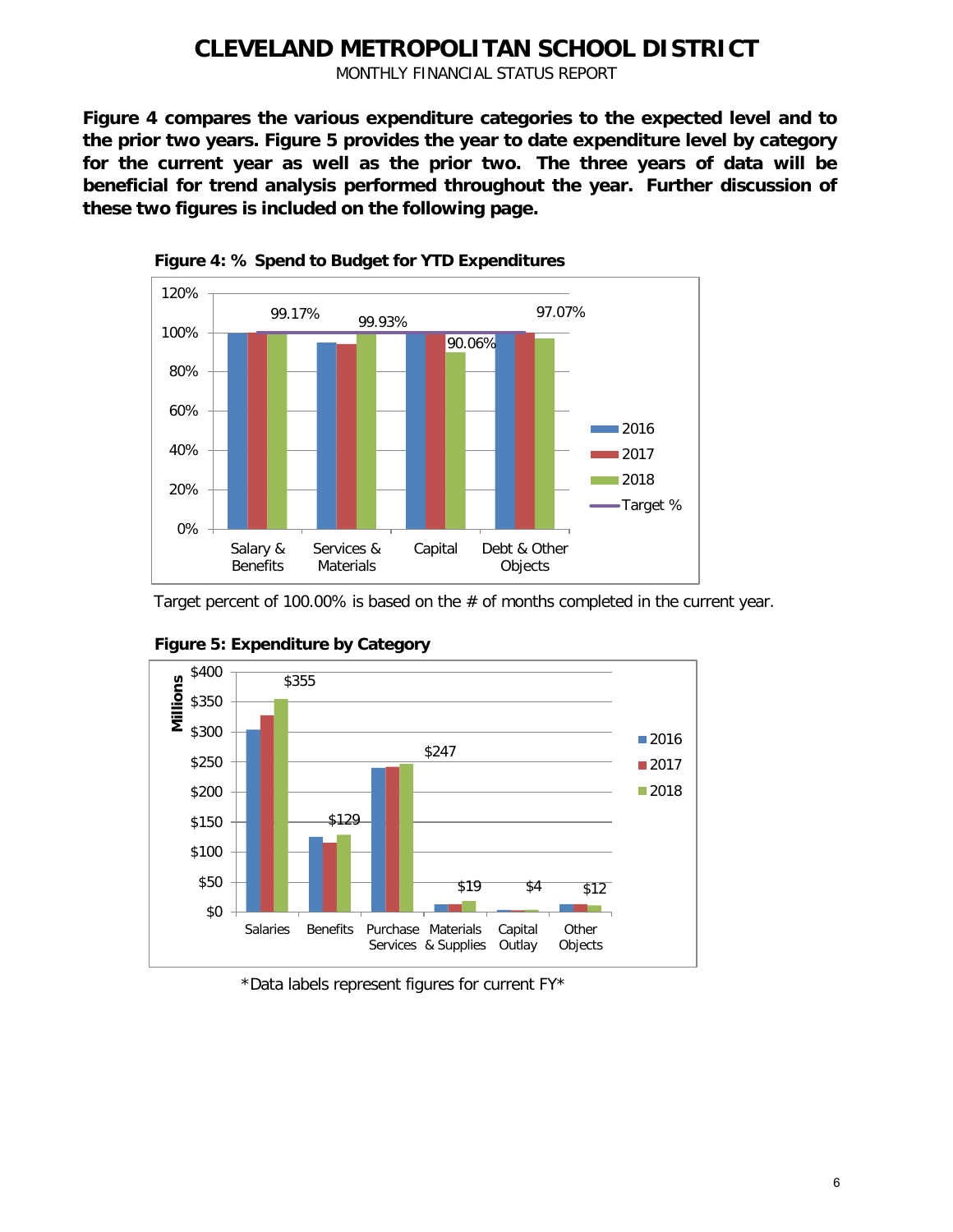# CLEVELAND METROPOLITAN SCHOOL DISTRICT

MONTHLY FINANCIAL STATUS REPORT

**Figure 4 compares the various expenditure categories to the expected level and to the prior two years. Figure 5 provides the year to date expenditure level by category for the current year as well as the prior two. The three years of data will be beneficial for trend analysis performed throughout the year. Further discussion of these two figures is included on the following page.**

**Figure 4: % Spend to Budget for YTD Expenditures**

Target percent of 100.00% is based on the # of months completed in the current year.

**Figure 5: Expenditure by Category**

*Data labels represent figures for current FY*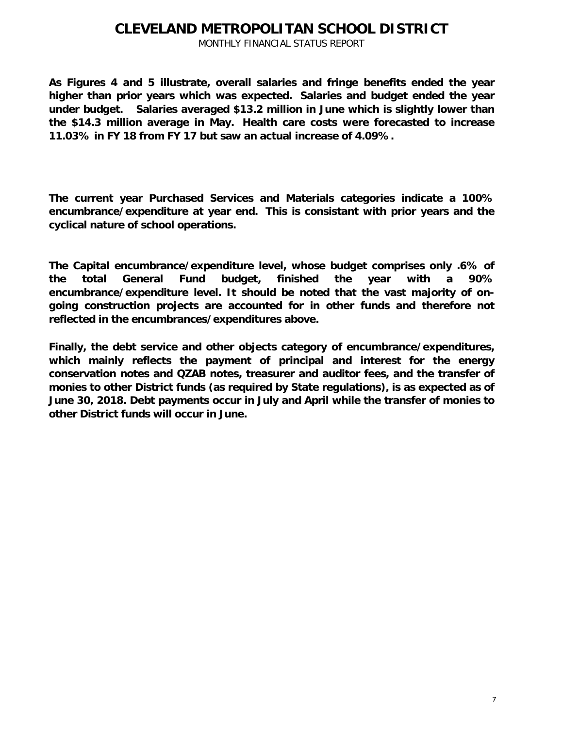**As Figures 4 and 5 illustrate, overall salaries and fringe benefits ended the year higher than prior years which was expected. Salaries and budget ended the year under budget. Salaries averaged $13.2 million in June which is slightly lower than the $14.3 million average in May. Health care costs were forecasted to increase 11.03% in FY 18 from FY 17 but saw an actual increase of 4.09%.**

**The current year Purchased Services and Materials categories indicate a 100% encumbrance/expenditure at year end. This is consistant with prior years and the cyclical nature of school operations.**

**The Capital encumbrance/expenditure level, whose budget comprises only .6% of the total General Fund budget, finished the year with a 90% encumbrance/expenditure level. It should be noted that the vast majority of on-going construction projects are accounted for in other funds and therefore not reflected in the encumbrances/expenditures above.**

**Finally, the debt service and other objects category of encumbrance/expenditures, which mainly reflects the payment of principal and interest for the energy conservation notes and QZAB notes, treasurer and auditor fees, and the transfer of monies to other District funds (as required by State regulations), is as expected as of June 30, 2018. Debt payments occur in July and April while the transfer of monies to other District funds will occur in June.**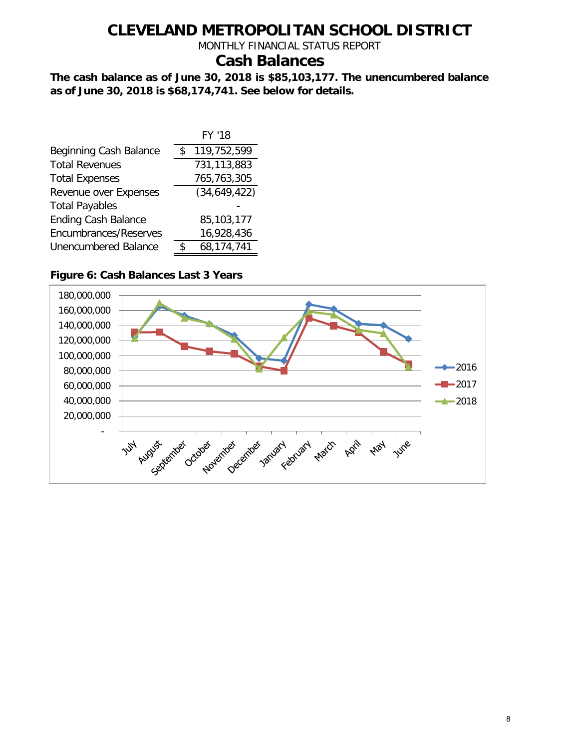# CLEVELAND METROPOLITAN SCHOOL DISTRICT

MONTHLY FINANCIAL STATUS REPORT

## Cash Balances

**The cash balance as of June 30, 2018 is $85,103,177. The unencumbered balance as of June 30, 2018 is $68,174,741. See below for details.**

| | FY '18 |
|---|---|
| Beginning Cash Balance | $ 119,752,599 |
| Total Revenues | 731,113,883 |
| Total Expenses | 765,763,305 |
| Revenue over Expenses | (34,649,422) |
| Total Payables | - |
| Ending Cash Balance | 85,103,177 |
| Encumbrances/Reserves | 16,928,436 |
| Unencumbered Balance | $ 68,174,741 |

**Figure 6: Cash Balances Last 3 Years**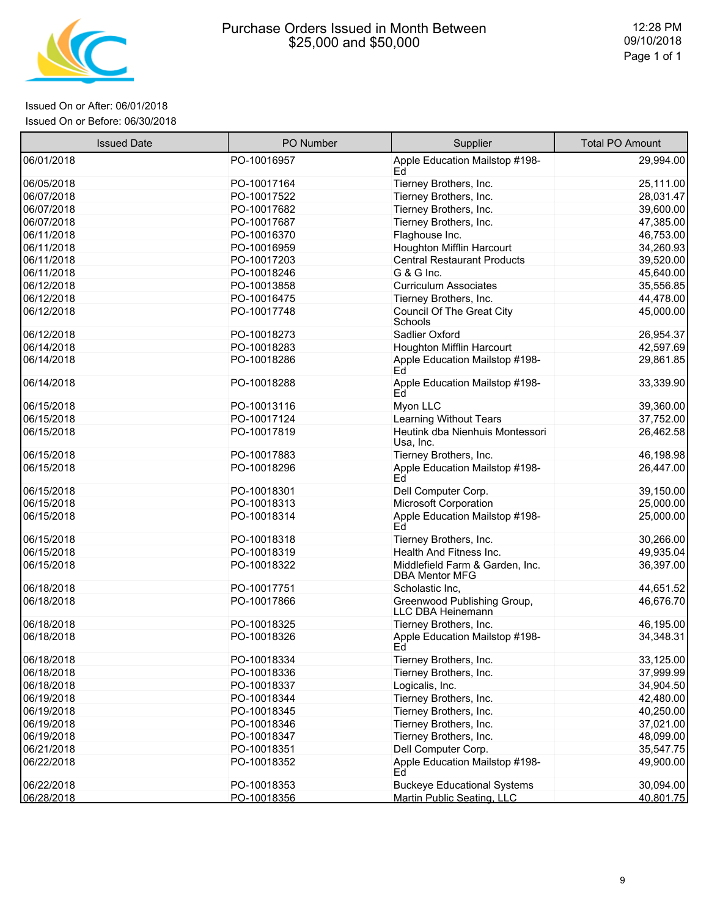# Purchase Orders Issued in Month Between $25,000 and $50,000

12:28 PM
09/10/2018

Issued On or After: 06/01/2018
Issued On or Before: 06/30/2018

| Issued Date | PO Number | Supplier | Total PO Amount |
|---|---|---|---|
| 06/01/2018 | PO-10016957 | Apple Education Mailstop #198-Ed | 29,994.00 |
| 06/05/2018 | PO-10017164 | Tierney Brothers, Inc. | 25,111.00 |
| 06/07/2018 | PO-10017522 | Tierney Brothers, Inc. | 28,031.47 |
| 06/07/2018 | PO-10017682 | Tierney Brothers, Inc. | 39,600.00 |
| 06/07/2018 | PO-10017687 | Tierney Brothers, Inc. | 47,385.00 |
| 06/11/2018 | PO-10016370 | Flaghouse Inc. | 46,753.00 |
| 06/11/2018 | PO-10016959 | Houghton Mifflin Harcourt | 34,260.93 |
| 06/11/2018 | PO-10017203 | Central Restaurant Products | 39,520.00 |
| 06/11/2018 | PO-10018246 | G & G Inc. | 45,640.00 |
| 06/12/2018 | PO-10013858 | Curriculum Associates | 35,556.85 |
| 06/12/2018 | PO-10016475 | Tierney Brothers, Inc. | 44,478.00 |
| 06/12/2018 | PO-10017748 | Council Of The Great City Schools | 45,000.00 |
| 06/12/2018 | PO-10018273 | Sadlier Oxford | 26,954.37 |
| 06/14/2018 | PO-10018283 | Houghton Mifflin Harcourt | 42,597.69 |
| 06/14/2018 | PO-10018286 | Apple Education Mailstop #198-Ed | 29,861.85 |
| 06/14/2018 | PO-10018288 | Apple Education Mailstop #198-Ed | 33,339.90 |
| 06/15/2018 | PO-10013116 | Myon LLC | 39,360.00 |
| 06/15/2018 | PO-10017124 | Learning Without Tears | 37,752.00 |
| 06/15/2018 | PO-10017819 | Heutink dba Nienhuis Montessori Usa, Inc. | 26,462.58 |
| 06/15/2018 | PO-10017883 | Tierney Brothers, Inc. | 46,198.98 |
| 06/15/2018 | PO-10018296 | Apple Education Mailstop #198-Ed | 26,447.00 |
| 06/15/2018 | PO-10018301 | Dell Computer Corp. | 39,150.00 |
| 06/15/2018 | PO-10018313 | Microsoft Corporation | 25,000.00 |
| 06/15/2018 | PO-10018314 | Apple Education Mailstop #198-Ed | 25,000.00 |
| 06/15/2018 | PO-10018318 | Tierney Brothers, Inc. | 30,266.00 |
| 06/15/2018 | PO-10018319 | Health And Fitness Inc. | 49,935.04 |
| 06/15/2018 | PO-10018322 | Middlefield Farm & Garden, Inc. DBA Mentor MFG | 36,397.00 |
| 06/18/2018 | PO-10017751 | Scholastic Inc, | 44,651.52 |
| 06/18/2018 | PO-10017866 | Greenwood Publishing Group, LLC DBA Heinemann | 46,676.70 |
| 06/18/2018 | PO-10018325 | Tierney Brothers, Inc. | 46,195.00 |
| 06/18/2018 | PO-10018326 | Apple Education Mailstop #198-Ed | 34,348.31 |
| 06/18/2018 | PO-10018334 | Tierney Brothers, Inc. | 33,125.00 |
| 06/18/2018 | PO-10018336 | Tierney Brothers, Inc. | 37,999.99 |
| 06/18/2018 | PO-10018337 | Logicalis, Inc. | 34,904.50 |
| 06/19/2018 | PO-10018344 | Tierney Brothers, Inc. | 42,480.00 |
| 06/19/2018 | PO-10018345 | Tierney Brothers, Inc. | 40,250.00 |
| 06/19/2018 | PO-10018346 | Tierney Brothers, Inc. | 37,021.00 |
| 06/19/2018 | PO-10018347 | Tierney Brothers, Inc. | 48,099.00 |
| 06/21/2018 | PO-10018351 | Dell Computer Corp. | 35,547.75 |
| 06/22/2018 | PO-10018352 | Apple Education Mailstop #198-Ed | 49,900.00 |
| 06/22/2018 | PO-10018353 | Buckeye Educational Systems | 30,094.00 |
| 06/28/2018 | PO-10018356 | Martin Public Seating, LLC | 40,801.75 |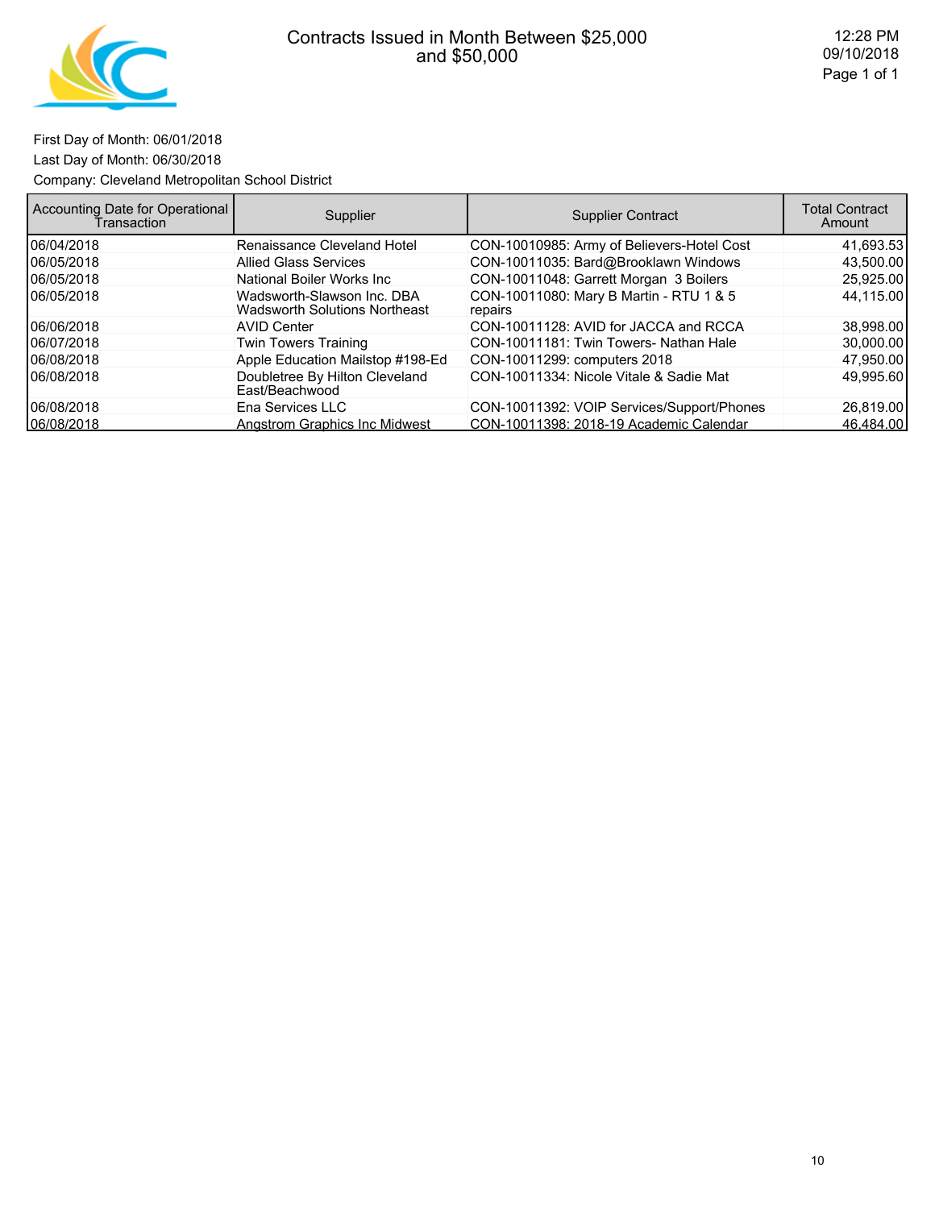# Contracts Issued in Month Between $25,000 and $50,000

12:28 PM
09/10/2018

First Day of Month: 06/01/2018
Last Day of Month: 06/30/2018
Company: Cleveland Metropolitan School District

| Accounting Date for Operational Transaction | Supplier | Supplier Contract | Total Contract Amount |
|---|---|---|---|
| 06/04/2018 | Renaissance Cleveland Hotel | CON-10010985: Army of Believers-Hotel Cost | 41,693.53 |
| 06/05/2018 | Allied Glass Services | CON-10011035: Bard@Brooklawn Windows | 43,500.00 |
| 06/05/2018 | National Boiler Works Inc | CON-10011048: Garrett Morgan 3 Boilers | 25,925.00 |
| 06/05/2018 | Wadsworth-Slawson Inc. DBA Wadsworth Solutions Northeast | CON-10011080: Mary B Martin - RTU 1 & 5 repairs | 44,115.00 |
| 06/06/2018 | AVID Center | CON-10011128: AVID for JACCA and RCCA | 38,998.00 |
| 06/07/2018 | Twin Towers Training | CON-10011181: Twin Towers- Nathan Hale | 30,000.00 |
| 06/08/2018 | Apple Education Mailstop #198-Ed | CON-10011299: computers 2018 | 47,950.00 |
| 06/08/2018 | Doubletree By Hilton Cleveland East/Beachwood | CON-10011334: Nicole Vitale & Sadie Mat | 49,995.60 |
| 06/08/2018 | Ena Services LLC | CON-10011392: VOIP Services/Support/Phones | 26,819.00 |
| 06/08/2018 | Angstrom Graphics Inc Midwest | CON-10011398: 2018-19 Academic Calendar | 46,484.00 |